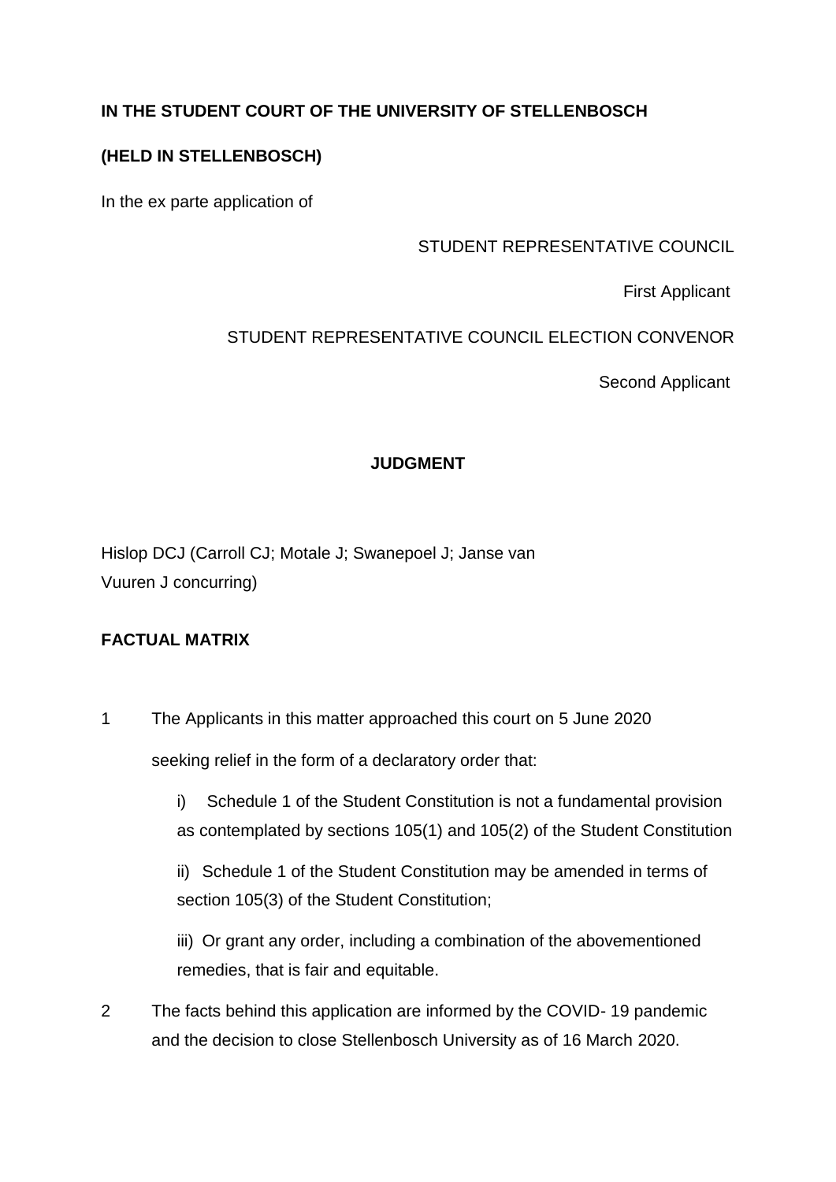**IN THE STUDENT COURT OF THE UNIVERSITY OF STELLENBOSCH**

**(HELD IN STELLENBOSCH)**

In the ex parte application of

STUDENT REPRESENTATIVE COUNCIL

First Applicant

STUDENT REPRESENTATIVE COUNCIL ELECTION CONVENOR

Second Applicant

**JUDGMENT**

Hislop DCJ (Carroll CJ; Motale J; Swanepoel J; Janse van Vuuren J concurring)

**FACTUAL MATRIX**

1 The Applicants in this matter approached this court on 5 June 2020 seeking relief in the form of a declaratory order that:

i) Schedule 1 of the Student Constitution is not a fundamental provision as contemplated by sections 105(1) and 105(2) of the Student Constitution

ii) Schedule 1 of the Student Constitution may be amended in terms of section 105(3) of the Student Constitution;

iii) Or grant any order, including a combination of the abovementioned remedies, that is fair and equitable.

2 The facts behind this application are informed by the COVID- 19 pandemic and the decision to close Stellenbosch University as of 16 March 2020.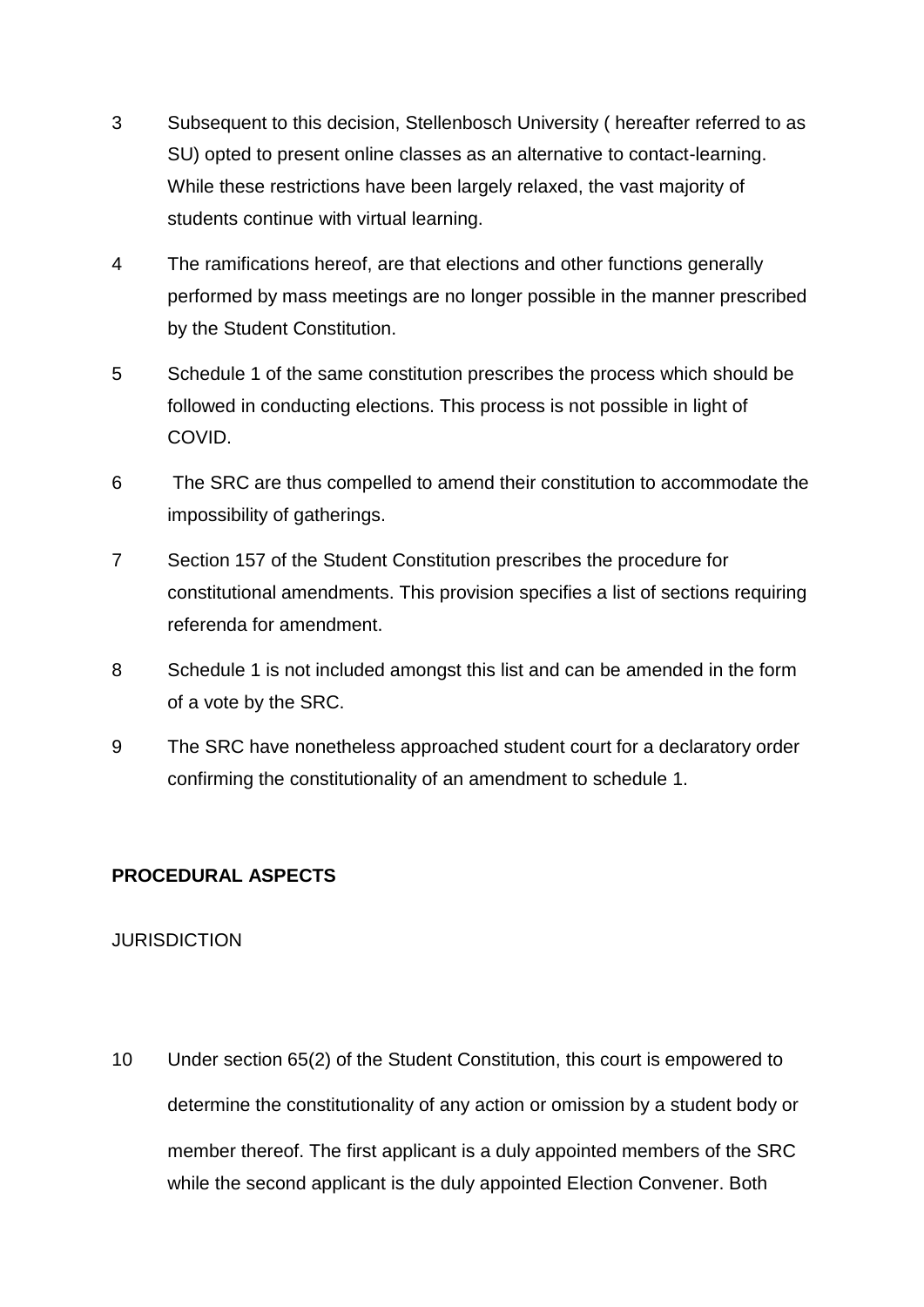3 Subsequent to this decision, Stellenbosch University ( hereafter referred to as SU) opted to present online classes as an alternative to contact-learning. While these restrictions have been largely relaxed, the vast majority of students continue with virtual learning.

4 The ramifications hereof, are that elections and other functions generally performed by mass meetings are no longer possible in the manner prescribed by the Student Constitution.

5 Schedule 1 of the same constitution prescribes the process which should be followed in conducting elections. This process is not possible in light of COVID.

6 The SRC are thus compelled to amend their constitution to accommodate the impossibility of gatherings.

7 Section 157 of the Student Constitution prescribes the procedure for constitutional amendments. This provision specifies a list of sections requiring referenda for amendment.

8 Schedule 1 is not included amongst this list and can be amended in the form of a vote by the SRC.

9 The SRC have nonetheless approached student court for a declaratory order confirming the constitutionality of an amendment to schedule 1.

**PROCEDURAL ASPECTS**

JURISDICTION

10 Under section 65(2) of the Student Constitution, this court is empowered to determine the constitutionality of any action or omission by a student body or member thereof. The first applicant is a duly appointed members of the SRC while the second applicant is the duly appointed Election Convener. Both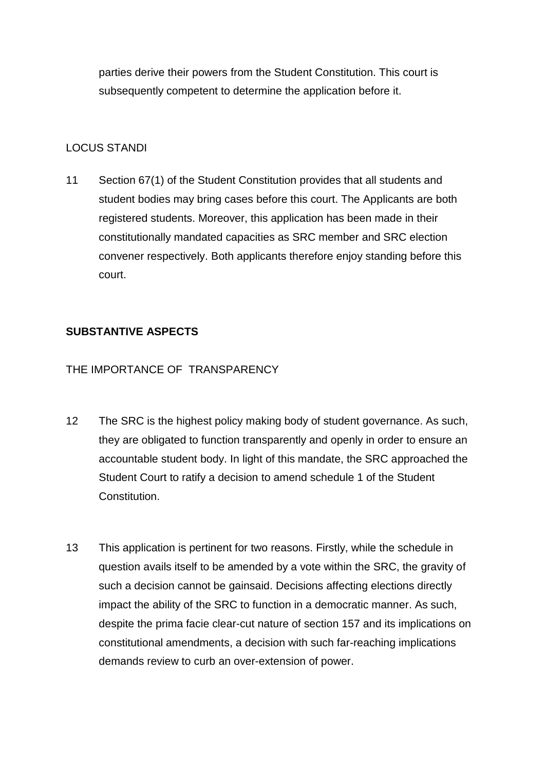parties derive their powers from the Student Constitution. This court is subsequently competent to determine the application before it.

LOCUS STANDI

11 Section 67(1) of the Student Constitution provides that all students and student bodies may bring cases before this court. The Applicants are both registered students. Moreover, this application has been made in their constitutionally mandated capacities as SRC member and SRC election convener respectively. Both applicants therefore enjoy standing before this court.

**SUBSTANTIVE ASPECTS**

THE IMPORTANCE OF TRANSPARENCY

12 The SRC is the highest policy making body of student governance. As such, they are obligated to function transparently and openly in order to ensure an accountable student body. In light of this mandate, the SRC approached the Student Court to ratify a decision to amend schedule 1 of the Student Constitution.

13 This application is pertinent for two reasons. Firstly, while the schedule in question avails itself to be amended by a vote within the SRC, the gravity of such a decision cannot be gainsaid. Decisions affecting elections directly impact the ability of the SRC to function in a democratic manner. As such, despite the prima facie clear-cut nature of section 157 and its implications on constitutional amendments, a decision with such far-reaching implications demands review to curb an over-extension of power.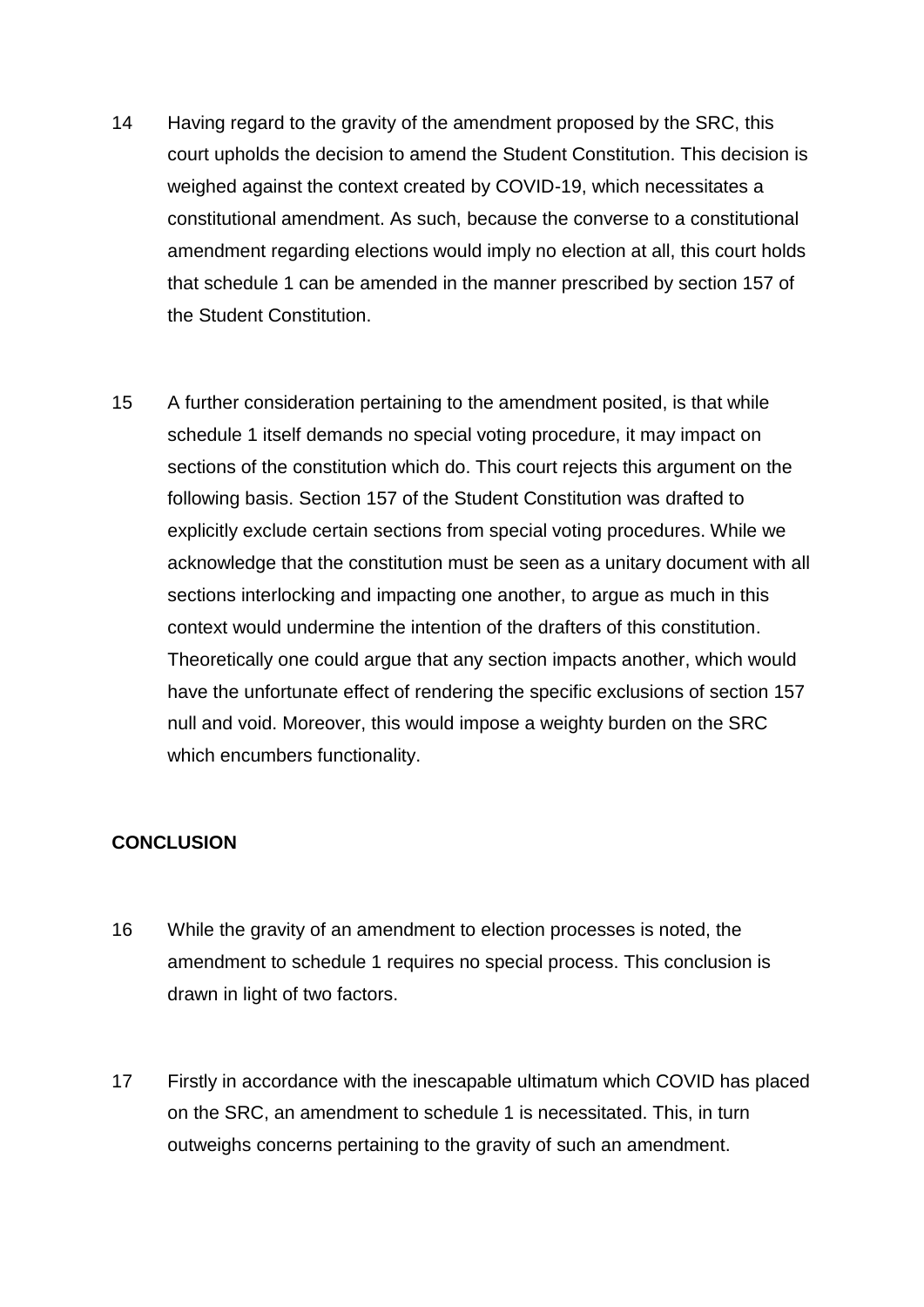14 Having regard to the gravity of the amendment proposed by the SRC, this court upholds the decision to amend the Student Constitution. This decision is weighed against the context created by COVID-19, which necessitates a constitutional amendment. As such, because the converse to a constitutional amendment regarding elections would imply no election at all, this court holds that schedule 1 can be amended in the manner prescribed by section 157 of the Student Constitution.

15 A further consideration pertaining to the amendment posited, is that while schedule 1 itself demands no special voting procedure, it may impact on sections of the constitution which do. This court rejects this argument on the following basis. Section 157 of the Student Constitution was drafted to explicitly exclude certain sections from special voting procedures. While we acknowledge that the constitution must be seen as a unitary document with all sections interlocking and impacting one another, to argue as much in this context would undermine the intention of the drafters of this constitution. Theoretically one could argue that any section impacts another, which would have the unfortunate effect of rendering the specific exclusions of section 157 null and void. Moreover, this would impose a weighty burden on the SRC which encumbers functionality.

**CONCLUSION**

16 While the gravity of an amendment to election processes is noted, the amendment to schedule 1 requires no special process. This conclusion is drawn in light of two factors.

17 Firstly in accordance with the inescapable ultimatum which COVID has placed on the SRC, an amendment to schedule 1 is necessitated. This, in turn outweighs concerns pertaining to the gravity of such an amendment.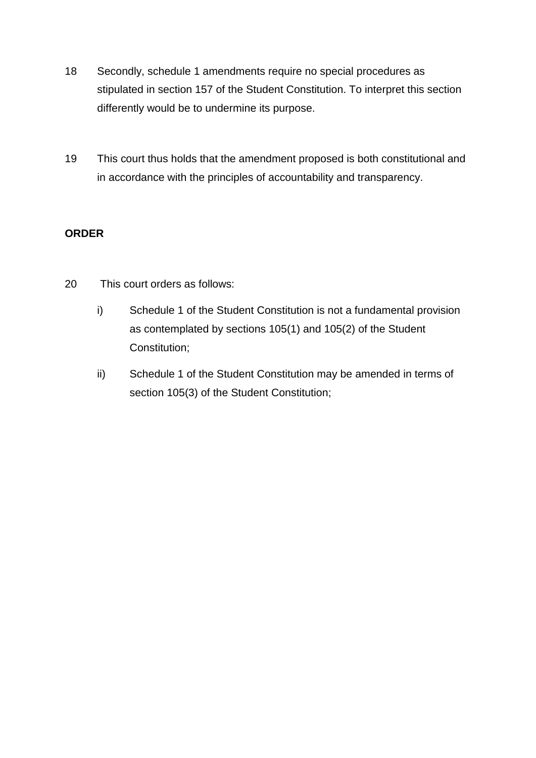18 Secondly, schedule 1 amendments require no special procedures as stipulated in section 157 of the Student Constitution. To interpret this section differently would be to undermine its purpose.

19 This court thus holds that the amendment proposed is both constitutional and in accordance with the principles of accountability and transparency.

**ORDER**

20 This court orders as follows:

- i) Schedule 1 of the Student Constitution is not a fundamental provision as contemplated by sections 105(1) and 105(2) of the Student Constitution;
- ii) Schedule 1 of the Student Constitution may be amended in terms of section 105(3) of the Student Constitution;